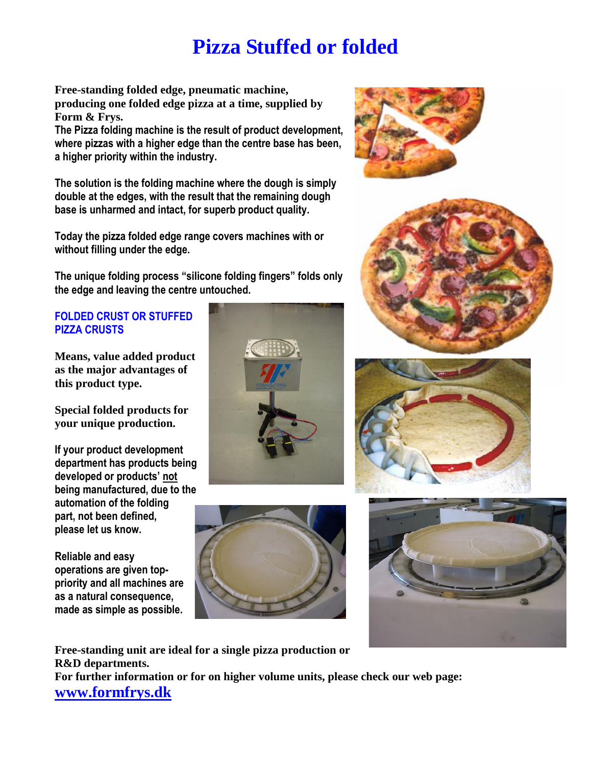# Pizza Stuffed or folded

**Free-standing folded edge, pneumatic machine, producing one folded edge pizza at a time, supplied by Form & Frys.**

**The Pizza folding machine is the result of product development, where pizzas with a higher edge than the centre base has been, a higher priority within the industry.**

**The solution is the folding machine where the dough is simply double at the edges, with the result that the remaining dough base is unharmed and intact, for superb product quality.**

**Today the pizza folded edge range covers machines with or without filling under the edge.**

**The unique folding process "silicone folding fingers" folds only the edge and leaving the centre untouched.**

## FOLDED CRUST OR STUFFED PIZZA CRUSTS

**Means, value added product as the major advantages of this product type.**

**Special folded products for your unique production.**

**If your product development department has products being developed or products' not being manufactured, due to the automation of the folding part, not been defined, please let us know.**

**Reliable and easy operations are given top-priority and all machines are as a natural consequence, made as simple as possible.**

**Free-standing unit are ideal for a single pizza production or R&D departments.**

**For further information or for on higher volume units, please check our web page:**

**[www.formfrys.dk](http://www.formfrys.dk)**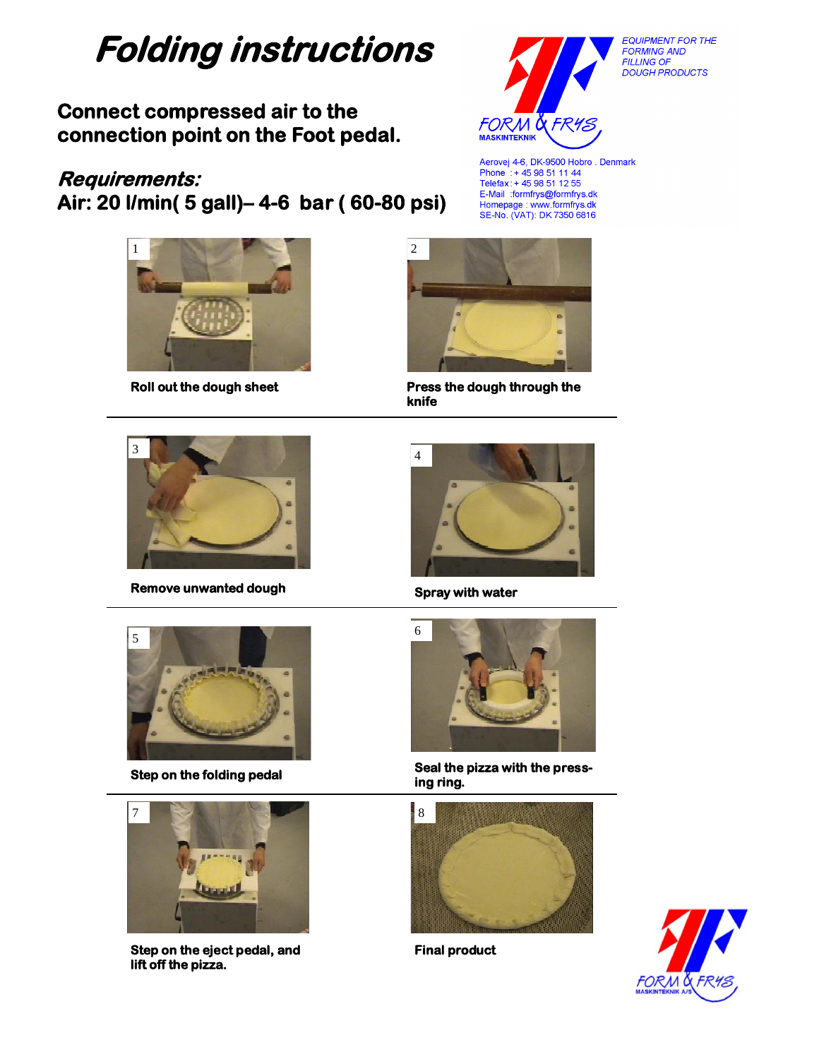# Folding instructions

**Connect compressed air to the connection point on the Foot pedal.**

***Requirements:***

**Air: 20 l/min( 5 gall)– 4-6 bar ( 60-80 psi)**

*EQUIPMENT FOR THE FORMING AND FILLING OF DOUGH PRODUCTS*

FORM & FRYS MASKINTEKNIK

Aerovej 4-6, DK-9500 Hobro . Denmark
Phone : + 45 98 51 11 44
Telefax: + 45 98 51 12 55
E-Mail :formfrys@formfrys.dk
Homepage : www.formfrys.dk
SE-No. (VAT): DK 7350 6816

1

**Roll out the dough sheet**

2

**Press the dough through the knife**

3

**Remove unwanted dough**

4

**Spray with water**

5

**Step on the folding pedal**

6

**Seal the pizza with the pressing ring.**

7

**Step on the eject pedal, and lift off the pizza.**

8

**Final product**

FORM & FRYS MASKINTEKNIK A/S